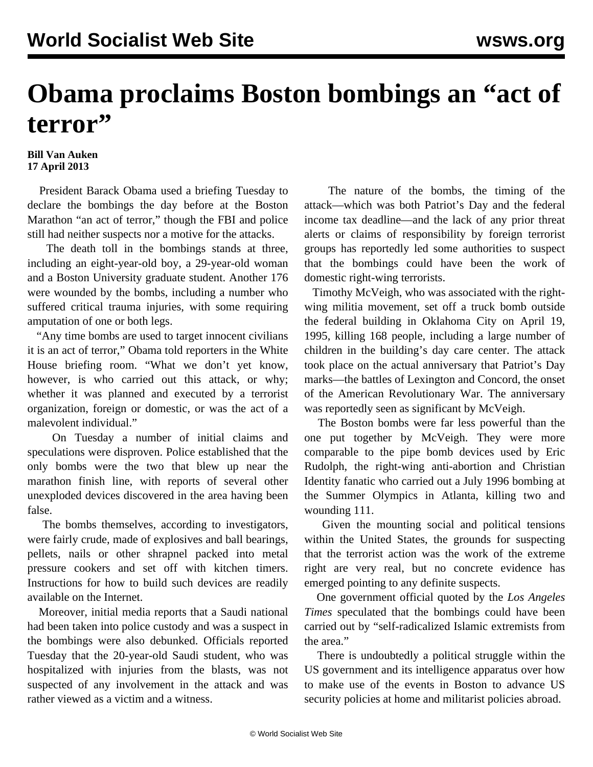# Obama proclaims Boston bombings an "act of terror"

**Bill Van Auken**
**17 April 2013**

President Barack Obama used a briefing Tuesday to declare the bombings the day before at the Boston Marathon "an act of terror," though the FBI and police still had neither suspects nor a motive for the attacks.

The death toll in the bombings stands at three, including an eight-year-old boy, a 29-year-old woman and a Boston University graduate student. Another 176 were wounded by the bombs, including a number who suffered critical trauma injuries, with some requiring amputation of one or both legs.

"Any time bombs are used to target innocent civilians it is an act of terror," Obama told reporters in the White House briefing room. "What we don't yet know, however, is who carried out this attack, or why; whether it was planned and executed by a terrorist organization, foreign or domestic, or was the act of a malevolent individual."

On Tuesday a number of initial claims and speculations were disproven. Police established that the only bombs were the two that blew up near the marathon finish line, with reports of several other unexploded devices discovered in the area having been false.

The bombs themselves, according to investigators, were fairly crude, made of explosives and ball bearings, pellets, nails or other shrapnel packed into metal pressure cookers and set off with kitchen timers. Instructions for how to build such devices are readily available on the Internet.

Moreover, initial media reports that a Saudi national had been taken into police custody and was a suspect in the bombings were also debunked. Officials reported Tuesday that the 20-year-old Saudi student, who was hospitalized with injuries from the blasts, was not suspected of any involvement in the attack and was rather viewed as a victim and a witness.

The nature of the bombs, the timing of the attack—which was both Patriot's Day and the federal income tax deadline—and the lack of any prior threat alerts or claims of responsibility by foreign terrorist groups has reportedly led some authorities to suspect that the bombings could have been the work of domestic right-wing terrorists.

Timothy McVeigh, who was associated with the right-wing militia movement, set off a truck bomb outside the federal building in Oklahoma City on April 19, 1995, killing 168 people, including a large number of children in the building's day care center. The attack took place on the actual anniversary that Patriot's Day marks—the battles of Lexington and Concord, the onset of the American Revolutionary War. The anniversary was reportedly seen as significant by McVeigh.

The Boston bombs were far less powerful than the one put together by McVeigh. They were more comparable to the pipe bomb devices used by Eric Rudolph, the right-wing anti-abortion and Christian Identity fanatic who carried out a July 1996 bombing at the Summer Olympics in Atlanta, killing two and wounding 111.

Given the mounting social and political tensions within the United States, the grounds for suspecting that the terrorist action was the work of the extreme right are very real, but no concrete evidence has emerged pointing to any definite suspects.

One government official quoted by the *Los Angeles Times* speculated that the bombings could have been carried out by "self-radicalized Islamic extremists from the area."

There is undoubtedly a political struggle within the US government and its intelligence apparatus over how to make use of the events in Boston to advance US security policies at home and militarist policies abroad.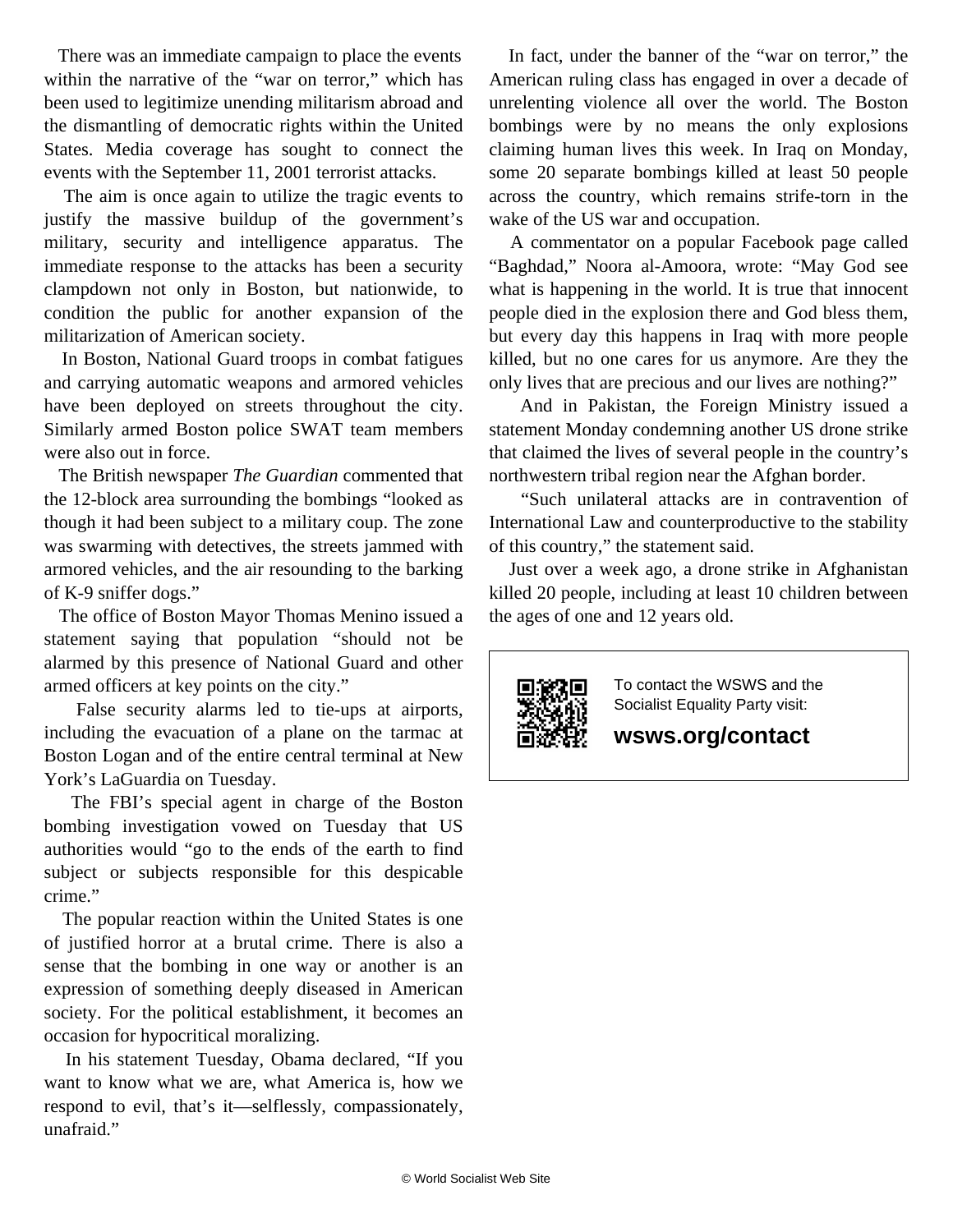There was an immediate campaign to place the events within the narrative of the "war on terror," which has been used to legitimize unending militarism abroad and the dismantling of democratic rights within the United States. Media coverage has sought to connect the events with the September 11, 2001 terrorist attacks.

The aim is once again to utilize the tragic events to justify the massive buildup of the government's military, security and intelligence apparatus. The immediate response to the attacks has been a security clampdown not only in Boston, but nationwide, to condition the public for another expansion of the militarization of American society.

In Boston, National Guard troops in combat fatigues and carrying automatic weapons and armored vehicles have been deployed on streets throughout the city. Similarly armed Boston police SWAT team members were also out in force.

The British newspaper *The Guardian* commented that the 12-block area surrounding the bombings "looked as though it had been subject to a military coup. The zone was swarming with detectives, the streets jammed with armored vehicles, and the air resounding to the barking of K-9 sniffer dogs."

The office of Boston Mayor Thomas Menino issued a statement saying that population "should not be alarmed by this presence of National Guard and other armed officers at key points on the city."

False security alarms led to tie-ups at airports, including the evacuation of a plane on the tarmac at Boston Logan and of the entire central terminal at New York's LaGuardia on Tuesday.

The FBI's special agent in charge of the Boston bombing investigation vowed on Tuesday that US authorities would "go to the ends of the earth to find subject or subjects responsible for this despicable crime."

The popular reaction within the United States is one of justified horror at a brutal crime. There is also a sense that the bombing in one way or another is an expression of something deeply diseased in American society. For the political establishment, it becomes an occasion for hypocritical moralizing.

In his statement Tuesday, Obama declared, "If you want to know what we are, what America is, how we respond to evil, that's it—selflessly, compassionately, unafraid."

In fact, under the banner of the "war on terror," the American ruling class has engaged in over a decade of unrelenting violence all over the world. The Boston bombings were by no means the only explosions claiming human lives this week. In Iraq on Monday, some 20 separate bombings killed at least 50 people across the country, which remains strife-torn in the wake of the US war and occupation.

A commentator on a popular Facebook page called "Baghdad," Noora al-Amoora, wrote: "May God see what is happening in the world. It is true that innocent people died in the explosion there and God bless them, but every day this happens in Iraq with more people killed, but no one cares for us anymore. Are they the only lives that are precious and our lives are nothing?"

And in Pakistan, the Foreign Ministry issued a statement Monday condemning another US drone strike that claimed the lives of several people in the country's northwestern tribal region near the Afghan border.

"Such unilateral attacks are in contravention of International Law and counterproductive to the stability of this country," the statement said.

Just over a week ago, a drone strike in Afghanistan killed 20 people, including at least 10 children between the ages of one and 12 years old.

To contact the WSWS and the Socialist Equality Party visit:

**wsws.org/contact**